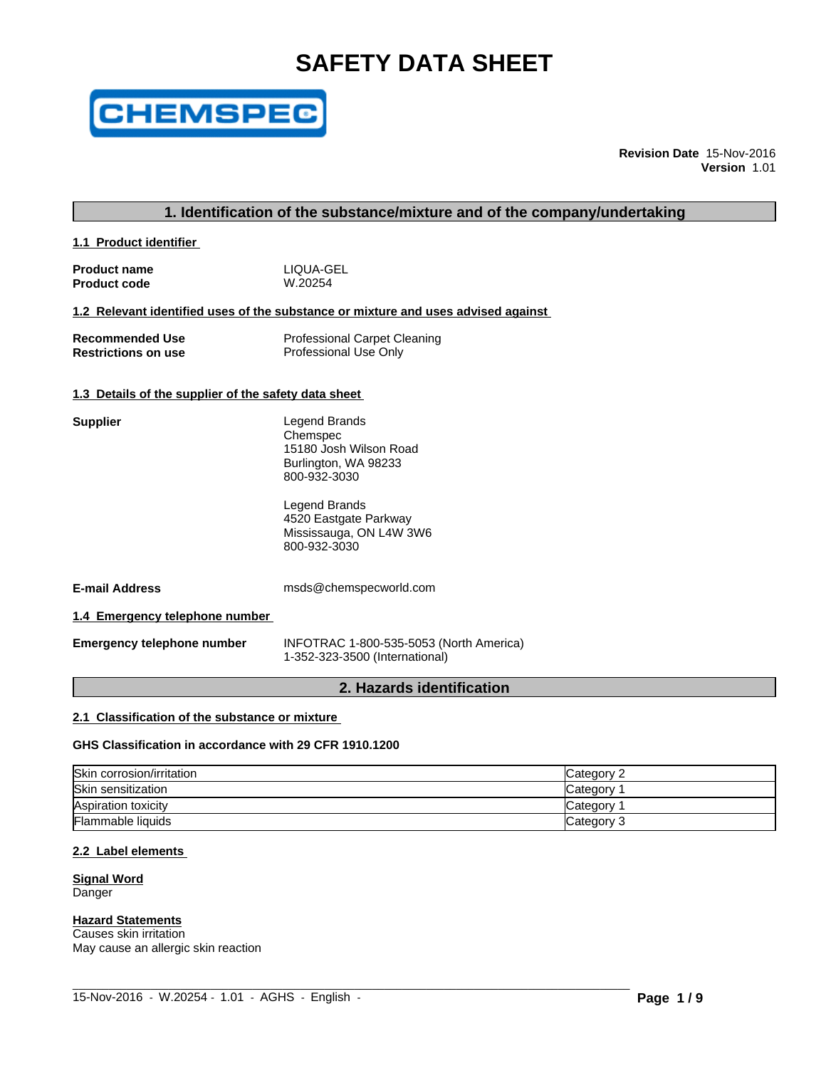# SAFETY DATA SHEET

CHEMSPEC

**Revision Date** 15-Nov-2016
**Version** 1.01

## 1. Identification of the substance/mixture and of the company/undertaking

### 1.1 Product identifier

| | |
|---|---|
| **Product name** | LIQUA-GEL |
| **Product code** | W.20254 |

### 1.2 Relevant identified uses of the substance or mixture and uses advised against

| | |
|---|---|
| **Recommended Use** | Professional Carpet Cleaning |
| **Restrictions on use** | Professional Use Only |

### 1.3 Details of the supplier of the safety data sheet

**Supplier**

Legend Brands
Chemspec
15180 Josh Wilson Road
Burlington, WA 98233
800-932-3030

Legend Brands
4520 Eastgate Parkway
Mississauga, ON L4W 3W6
800-932-3030

**E-mail Address** msds@chemspecworld.com

### 1.4 Emergency telephone number

**Emergency telephone number** INFOTRAC 1-800-535-5053 (North America)
1-352-323-3500 (International)

## 2. Hazards identification

### 2.1 Classification of the substance or mixture

**GHS Classification in accordance with 29 CFR 1910.1200**

| | |
|---|---|
| Skin corrosion/irritation | Category 2 |
| Skin sensitization | Category 1 |
| Aspiration toxicity | Category 1 |
| Flammable liquids | Category 3 |

### 2.2 Label elements

**Signal Word**
Danger

**Hazard Statements**
Causes skin irritation
May cause an allergic skin reaction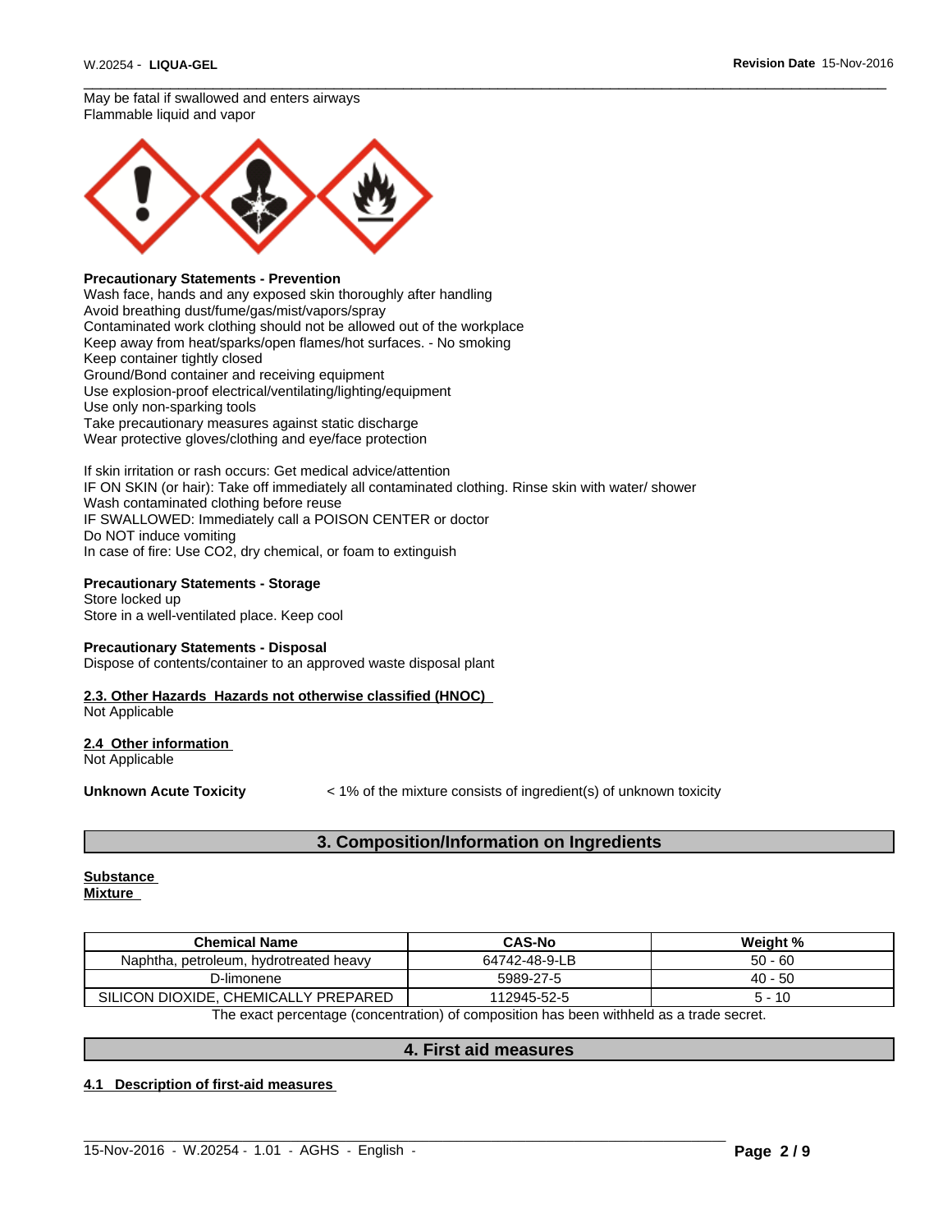May be fatal if swallowed and enters airways
Flammable liquid and vapor

**Precautionary Statements - Prevention**
Wash face, hands and any exposed skin thoroughly after handling
Avoid breathing dust/fume/gas/mist/vapors/spray
Contaminated work clothing should not be allowed out of the workplace
Keep away from heat/sparks/open flames/hot surfaces. - No smoking
Keep container tightly closed
Ground/Bond container and receiving equipment
Use explosion-proof electrical/ventilating/lighting/equipment
Use only non-sparking tools
Take precautionary measures against static discharge
Wear protective gloves/clothing and eye/face protection

If skin irritation or rash occurs: Get medical advice/attention
IF ON SKIN (or hair): Take off immediately all contaminated clothing. Rinse skin with water/ shower
Wash contaminated clothing before reuse
IF SWALLOWED: Immediately call a POISON CENTER or doctor
Do NOT induce vomiting
In case of fire: Use CO2, dry chemical, or foam to extinguish

**Precautionary Statements - Storage**
Store locked up
Store in a well-ventilated place. Keep cool

**Precautionary Statements - Disposal**
Dispose of contents/container to an approved waste disposal plant

**2.3. Other Hazards Hazards not otherwise classified (HNOC)**
Not Applicable

**2.4 Other information**
Not Applicable

**Unknown Acute Toxicity** < 1% of the mixture consists of ingredient(s) of unknown toxicity

## 3. Composition/Information on Ingredients

**Substance**
**Mixture**

| Chemical Name | CAS-No | Weight % |
|---|---|---|
| Naphtha, petroleum, hydrotreated heavy | 64742-48-9-LB | 50 - 60 |
| D-limonene | 5989-27-5 | 40 - 50 |
| SILICON DIOXIDE, CHEMICALLY PREPARED | 112945-52-5 | 5 - 10 |

The exact percentage (concentration) of composition has been withheld as a trade secret.

## 4. First aid measures

**4.1 Description of first-aid measures**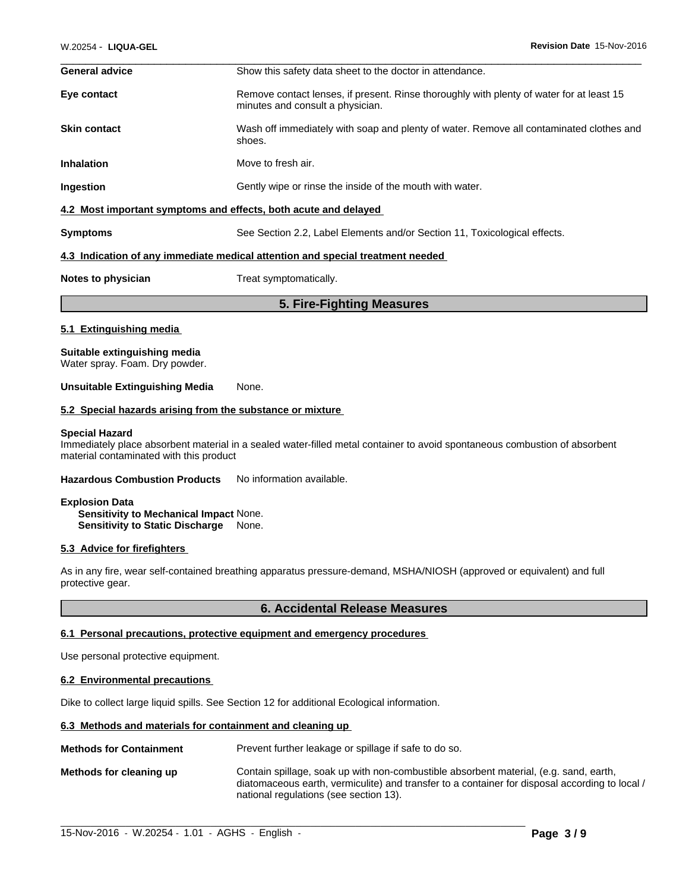**General advice** Show this safety data sheet to the doctor in attendance.

**Eye contact** Remove contact lenses, if present. Rinse thoroughly with plenty of water for at least 15 minutes and consult a physician.

**Skin contact** Wash off immediately with soap and plenty of water. Remove all contaminated clothes and shoes.

**Inhalation** Move to fresh air.

**Ingestion** Gently wipe or rinse the inside of the mouth with water.

### 4.2 Most important symptoms and effects, both acute and delayed

**Symptoms** See Section 2.2, Label Elements and/or Section 11, Toxicological effects.

### 4.3 Indication of any immediate medical attention and special treatment needed

**Notes to physician** Treat symptomatically.

## 5. Fire-Fighting Measures

### 5.1 Extinguishing media

**Suitable extinguishing media**
Water spray. Foam. Dry powder.

**Unsuitable Extinguishing Media** None.

### 5.2 Special hazards arising from the substance or mixture

**Special Hazard**
Immediately place absorbent material in a sealed water-filled metal container to avoid spontaneous combustion of absorbent material contaminated with this product

**Hazardous Combustion Products** No information available.

**Explosion Data**
**Sensitivity to Mechanical Impact** None.
**Sensitivity to Static Discharge** None.

### 5.3 Advice for firefighters

As in any fire, wear self-contained breathing apparatus pressure-demand, MSHA/NIOSH (approved or equivalent) and full protective gear.

## 6. Accidental Release Measures

### 6.1 Personal precautions, protective equipment and emergency procedures

Use personal protective equipment.

### 6.2 Environmental precautions

Dike to collect large liquid spills. See Section 12 for additional Ecological information.

### 6.3 Methods and materials for containment and cleaning up

**Methods for Containment** Prevent further leakage or spillage if safe to do so.

**Methods for cleaning up** Contain spillage, soak up with non-combustible absorbent material, (e.g. sand, earth, diatomaceous earth, vermiculite) and transfer to a container for disposal according to local / national regulations (see section 13).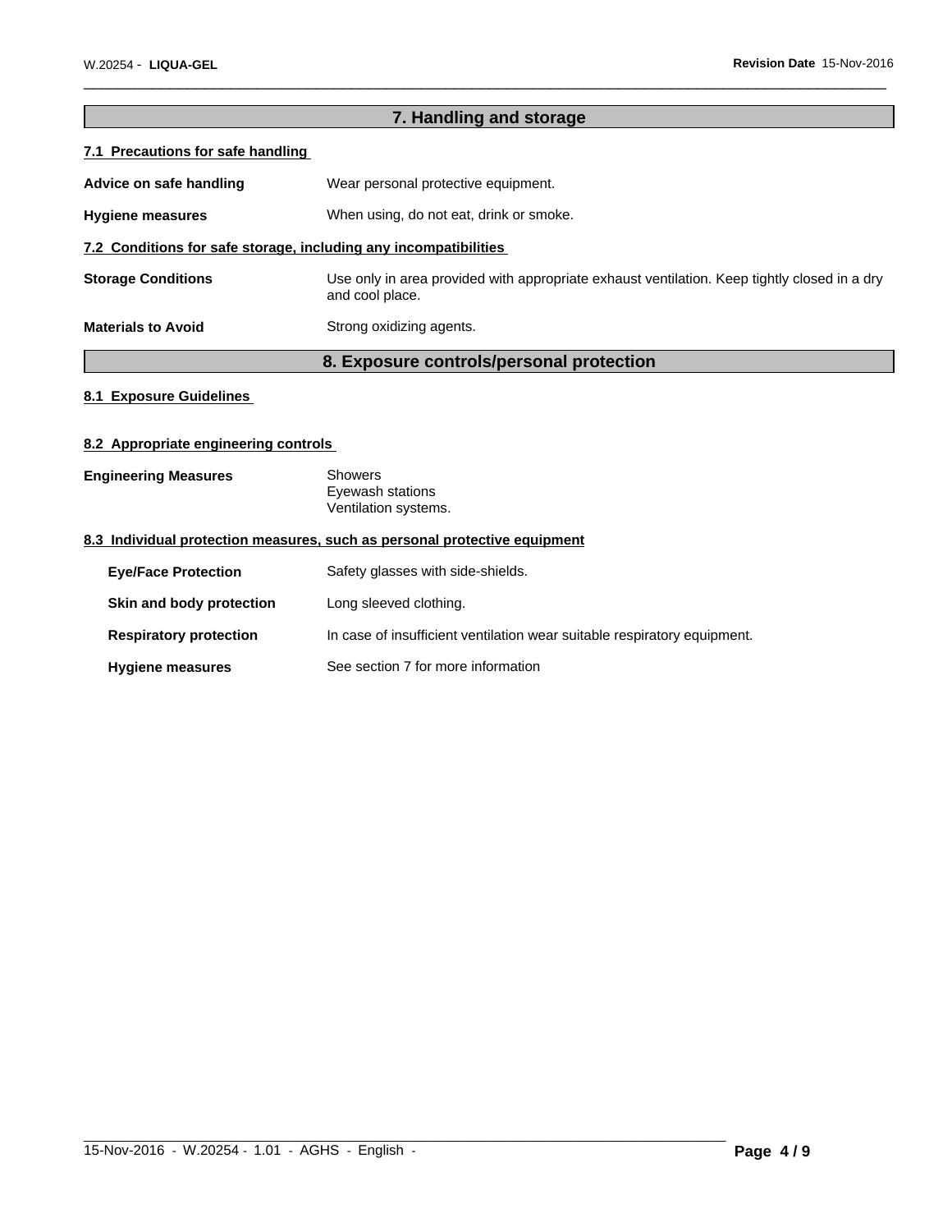## 7. Handling and storage

### 7.1 Precautions for safe handling

**Advice on safe handling** Wear personal protective equipment.

**Hygiene measures** When using, do not eat, drink or smoke.

### 7.2 Conditions for safe storage, including any incompatibilities

**Storage Conditions** Use only in area provided with appropriate exhaust ventilation. Keep tightly closed in a dry and cool place.

**Materials to Avoid** Strong oxidizing agents.

## 8. Exposure controls/personal protection

### 8.1 Exposure Guidelines

### 8.2 Appropriate engineering controls

**Engineering Measures** Showers
Eyewash stations
Ventilation systems.

### 8.3 Individual protection measures, such as personal protective equipment

**Eye/Face Protection** Safety glasses with side-shields.

**Skin and body protection** Long sleeved clothing.

**Respiratory protection** In case of insufficient ventilation wear suitable respiratory equipment.

**Hygiene measures** See section 7 for more information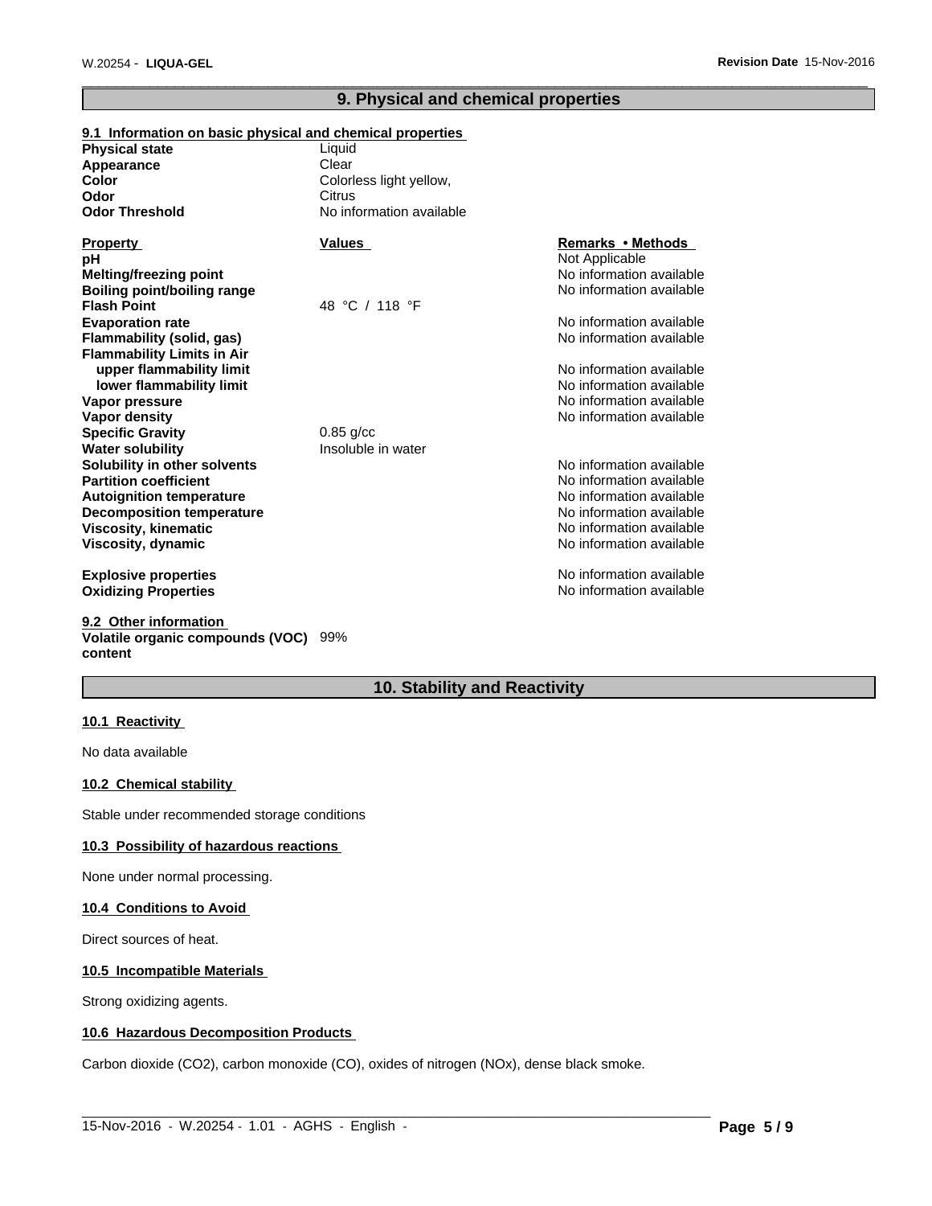## 9. Physical and chemical properties

### 9.1 Information on basic physical and chemical properties

| | |
|---|---|
| **Physical state** | Liquid |
| **Appearance** | Clear |
| **Color** | Colorless light yellow, |
| **Odor** | Citrus |
| **Odor Threshold** | No information available |

| **Property** | **Values** | **Remarks • Methods** |
|---|---|---|
| **pH** | | Not Applicable |
| **Melting/freezing point** | | No information available |
| **Boiling point/boiling range** | | No information available |
| **Flash Point** | 48 °C / 118 °F | |
| **Evaporation rate** | | No information available |
| **Flammability (solid, gas)** | | No information available |
| **Flammability Limits in Air** | | |
| **upper flammability limit** | | No information available |
| **lower flammability limit** | | No information available |
| **Vapor pressure** | | No information available |
| **Vapor density** | | No information available |
| **Specific Gravity** | 0.85 g/cc | |
| **Water solubility** | Insoluble in water | |
| **Solubility in other solvents** | | No information available |
| **Partition coefficient** | | No information available |
| **Autoignition temperature** | | No information available |
| **Decomposition temperature** | | No information available |
| **Viscosity, kinematic** | | No information available |
| **Viscosity, dynamic** | | No information available |
| **Explosive properties** | | No information available |
| **Oxidizing Properties** | | No information available |

### 9.2 Other information

**Volatile organic compounds (VOC) content** 99%

## 10. Stability and Reactivity

### 10.1 Reactivity

No data available

### 10.2 Chemical stability

Stable under recommended storage conditions

### 10.3 Possibility of hazardous reactions

None under normal processing.

### 10.4 Conditions to Avoid

Direct sources of heat.

### 10.5 Incompatible Materials

Strong oxidizing agents.

### 10.6 Hazardous Decomposition Products

Carbon dioxide ($CO_2$), carbon monoxide (CO), oxides of nitrogen ($NO_x$), dense black smoke.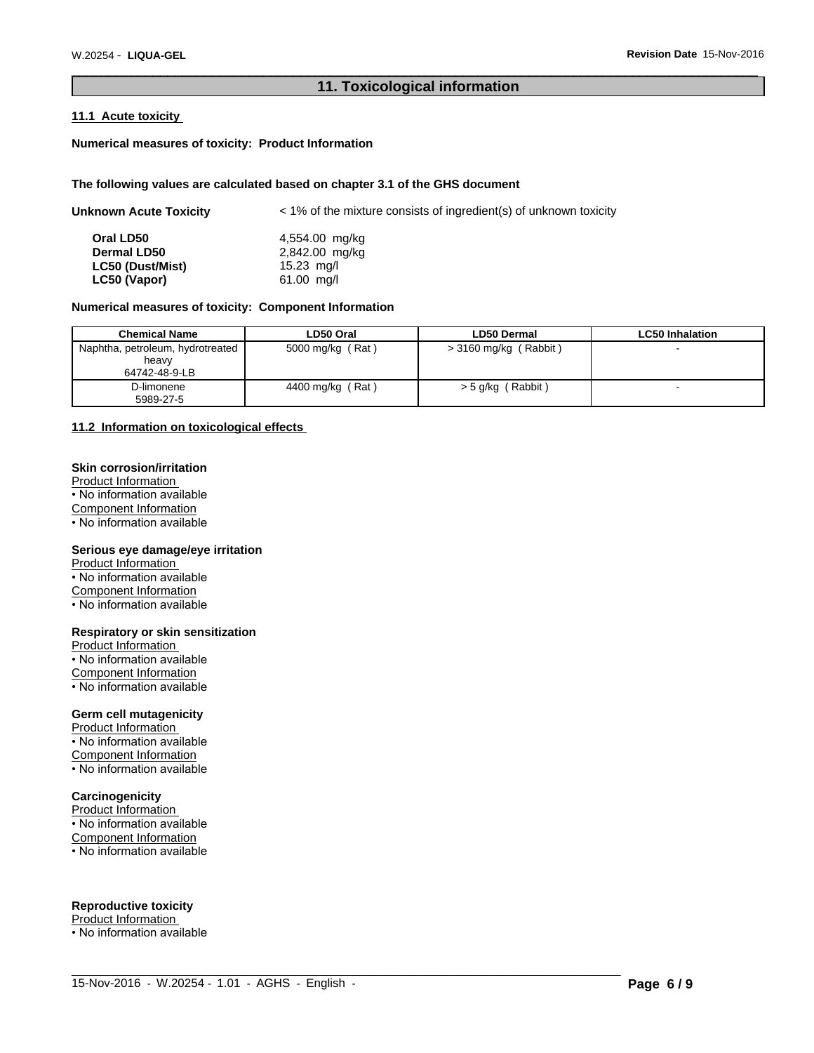## 11. Toxicological information

### 11.1 Acute toxicity

**Numerical measures of toxicity: Product Information**

**The following values are calculated based on chapter 3.1 of the GHS document**

**Unknown Acute Toxicity** < 1% of the mixture consists of ingredient(s) of unknown toxicity

| | |
|---|---|
| **Oral LD50** | 4,554.00 mg/kg |
| **Dermal LD50** | 2,842.00 mg/kg |
| **LC50 (Dust/Mist)** | 15.23 mg/l |
| **LC50 (Vapor)** | 61.00 mg/l |

**Numerical measures of toxicity: Component Information**

| Chemical Name | LD50 Oral | LD50 Dermal | LC50 Inhalation |
|---|---|---|---|
| Naphtha, petroleum, hydrotreated heavy 64742-48-9-LB | 5000 mg/kg ( Rat ) | > 3160 mg/kg ( Rabbit ) | - |
| D-limonene 5989-27-5 | 4400 mg/kg ( Rat ) | > 5 g/kg ( Rabbit ) | - |

### 11.2 Information on toxicological effects

**Skin corrosion/irritation**
Product Information
• No information available
Component Information
• No information available

**Serious eye damage/eye irritation**
Product Information
• No information available
Component Information
• No information available

**Respiratory or skin sensitization**
Product Information
• No information available
Component Information
• No information available

**Germ cell mutagenicity**
Product Information
• No information available
Component Information
• No information available

**Carcinogenicity**
Product Information
• No information available
Component Information
• No information available

**Reproductive toxicity**
Product Information
• No information available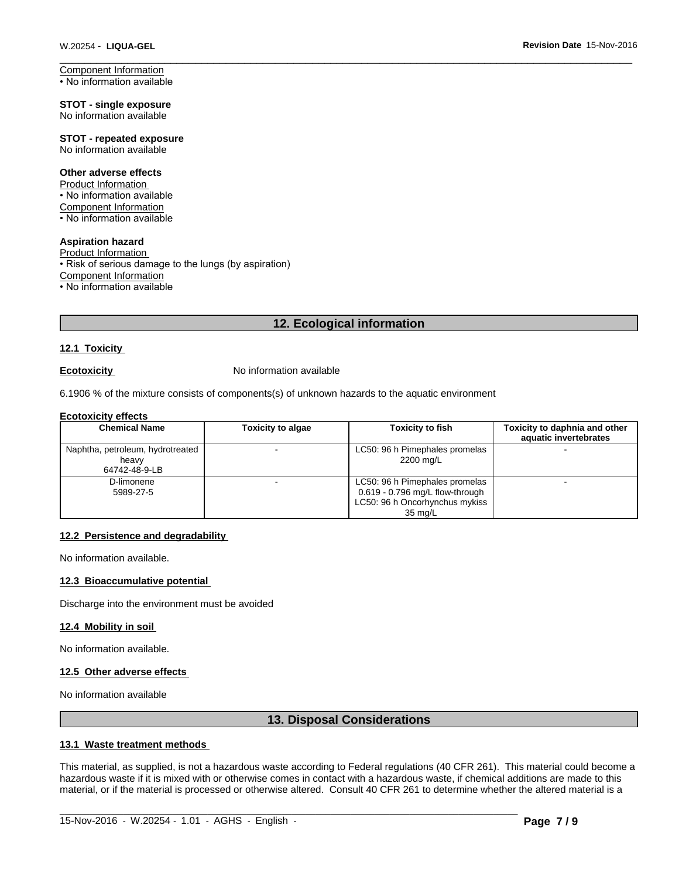Component Information
• No information available

**STOT - single exposure**
No information available

**STOT - repeated exposure**
No information available

**Other adverse effects**
Product Information
• No information available
Component Information
• No information available

**Aspiration hazard**
Product Information
• Risk of serious damage to the lungs (by aspiration)
Component Information
• No information available

## 12. Ecological information

### 12.1 Toxicity

**Ecotoxicity** No information available

6.1906 % of the mixture consists of components(s) of unknown hazards to the aquatic environment

**Ecotoxicity effects**

| Chemical Name | Toxicity to algae | Toxicity to fish | Toxicity to daphnia and other aquatic invertebrates |
|---|---|---|---|
| Naphtha, petroleum, hydrotreated heavy 64742-48-9-LB | - | LC50: 96 h Pimephales promelas 2200 mg/L | - |
| D-limonene 5989-27-5 | - | LC50: 96 h Pimephales promelas 0.619 - 0.796 mg/L flow-through LC50: 96 h Oncorhynchus mykiss 35 mg/L | - |

### 12.2 Persistence and degradability

No information available.

### 12.3 Bioaccumulative potential

Discharge into the environment must be avoided

### 12.4 Mobility in soil

No information available.

### 12.5 Other adverse effects

No information available

## 13. Disposal Considerations

### 13.1 Waste treatment methods

This material, as supplied, is not a hazardous waste according to Federal regulations (40 CFR 261). This material could become a hazardous waste if it is mixed with or otherwise comes in contact with a hazardous waste, if chemical additions are made to this material, or if the material is processed or otherwise altered. Consult 40 CFR 261 to determine whether the altered material is a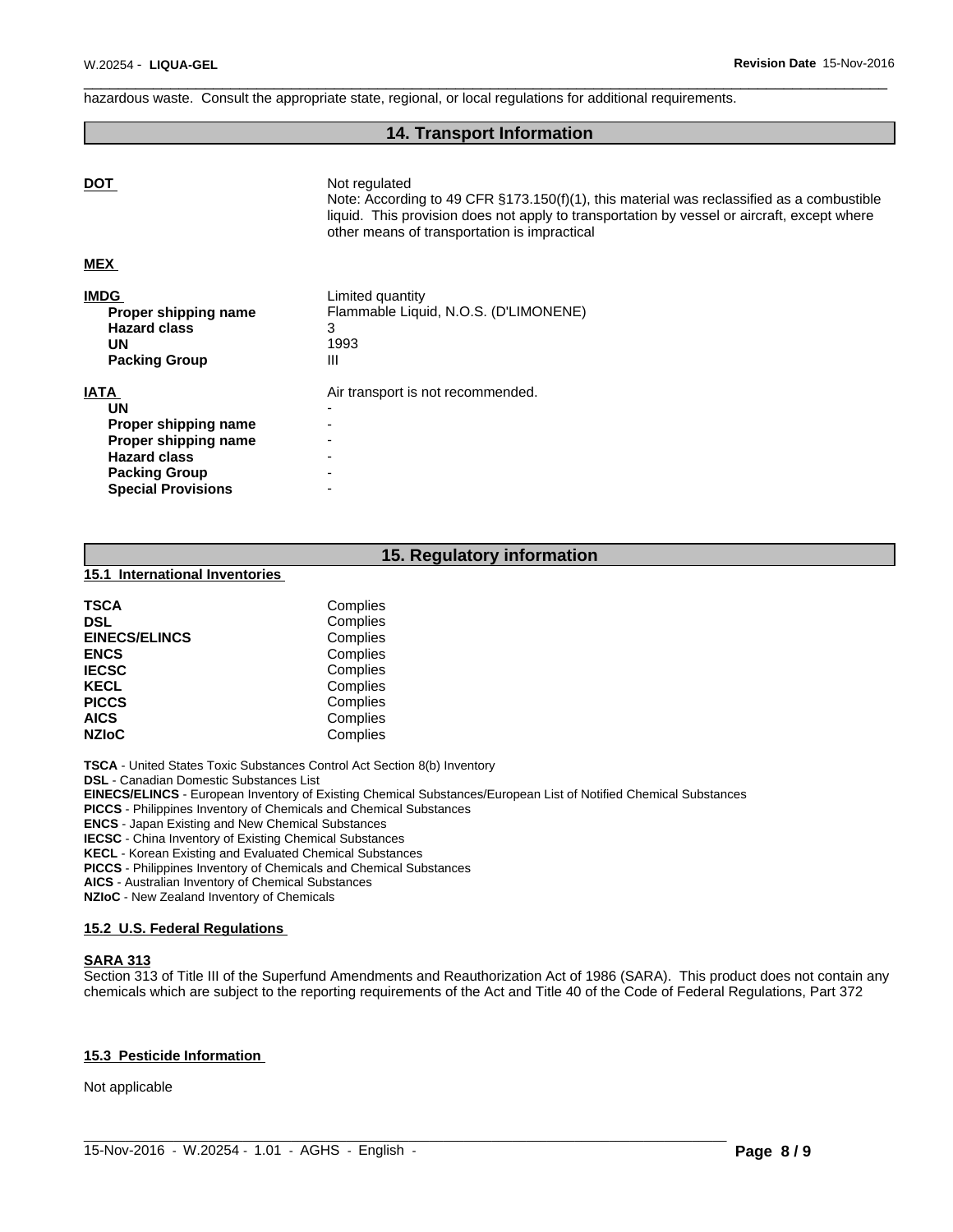hazardous waste. Consult the appropriate state, regional, or local regulations for additional requirements.

## 14. Transport Information

**DOT**
Not regulated
Note: According to 49 CFR §173.150(f)(1), this material was reclassified as a combustible liquid. This provision does not apply to transportation by vessel or aircraft, except where other means of transportation is impractical

**MEX**

| **IMDG** | Limited quantity |
|---|---|
| **Proper shipping name** | Flammable Liquid, N.O.S. (D'LIMONENE) |
| **Hazard class** | 3 |
| **UN** | 1993 |
| **Packing Group** | III |

| **IATA** | Air transport is not recommended. |
|---|---|
| **UN** | - |
| **Proper shipping name** | - |
| **Proper shipping name** | - |
| **Hazard class** | - |
| **Packing Group** | - |
| **Special Provisions** | - |

## 15. Regulatory information

### 15.1 International Inventories

| | |
|---|---|
| **TSCA** | Complies |
| **DSL** | Complies |
| **EINECS/ELINCS** | Complies |
| **ENCS** | Complies |
| **IECSC** | Complies |
| **KECL** | Complies |
| **PICCS** | Complies |
| **AICS** | Complies |
| **NZIoC** | Complies |

**TSCA** - United States Toxic Substances Control Act Section 8(b) Inventory
**DSL** - Canadian Domestic Substances List
**EINECS/ELINCS** - European Inventory of Existing Chemical Substances/European List of Notified Chemical Substances
**PICCS** - Philippines Inventory of Chemicals and Chemical Substances
**ENCS** - Japan Existing and New Chemical Substances
**IECSC** - China Inventory of Existing Chemical Substances
**KECL** - Korean Existing and Evaluated Chemical Substances
**PICCS** - Philippines Inventory of Chemicals and Chemical Substances
**AICS** - Australian Inventory of Chemical Substances
**NZIoC** - New Zealand Inventory of Chemicals

### 15.2 U.S. Federal Regulations

**SARA 313**
Section 313 of Title III of the Superfund Amendments and Reauthorization Act of 1986 (SARA). This product does not contain any chemicals which are subject to the reporting requirements of the Act and Title 40 of the Code of Federal Regulations, Part 372

### 15.3 Pesticide Information

Not applicable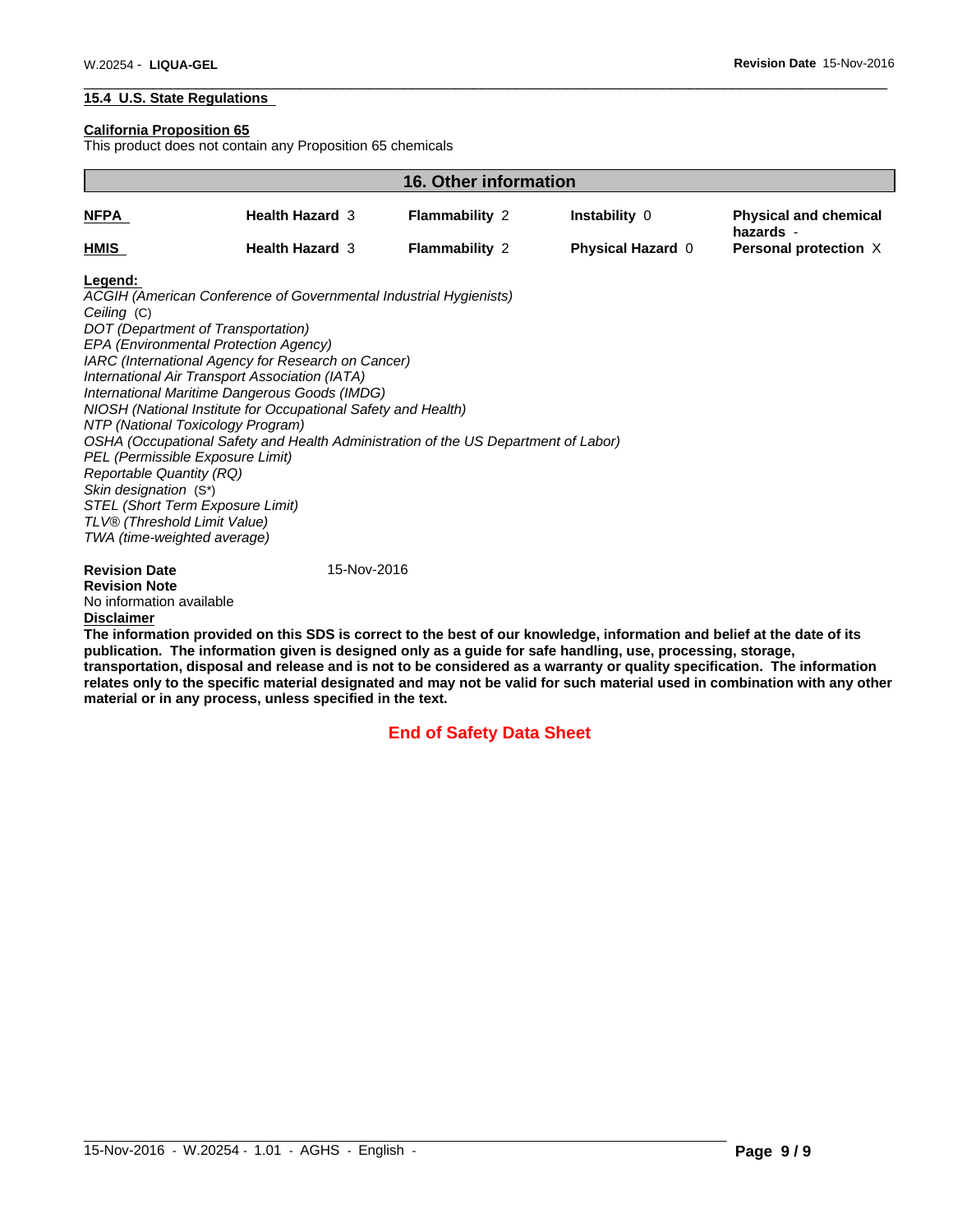### 15.4 U.S. State Regulations

**California Proposition 65**

This product does not contain any Proposition 65 chemicals

## 16. Other information

| | | | | |
|---|---|---|---|---|
| **NFPA** | **Health Hazard** 3 | **Flammability** 2 | **Instability** 0 | **Physical and chemical hazards** - |
| **HMIS** | **Health Hazard** 3 | **Flammability** 2 | **Physical Hazard** 0 | **Personal protection** X |

**Legend:**

*ACGIH (American Conference of Governmental Industrial Hygienists)*
*Ceiling* (C)
*DOT (Department of Transportation)*
*EPA (Environmental Protection Agency)*
*IARC (International Agency for Research on Cancer)*
*International Air Transport Association (IATA)*
*International Maritime Dangerous Goods (IMDG)*
*NIOSH (National Institute for Occupational Safety and Health)*
*NTP (National Toxicology Program)*
*OSHA (Occupational Safety and Health Administration of the US Department of Labor)*
*PEL (Permissible Exposure Limit)*
*Reportable Quantity (RQ)*
*Skin designation* (S*)
*STEL (Short Term Exposure Limit)*
*TLV® (Threshold Limit Value)*
*TWA (time-weighted average)*

**Revision Date** 15-Nov-2016

**Revision Note**

No information available

**Disclaimer**

**The information provided on this SDS is correct to the best of our knowledge, information and belief at the date of its publication. The information given is designed only as a guide for safe handling, use, processing, storage, transportation, disposal and release and is not to be considered as a warranty or quality specification. The information relates only to the specific material designated and may not be valid for such material used in combination with any other material or in any process, unless specified in the text.**

**End of Safety Data Sheet**